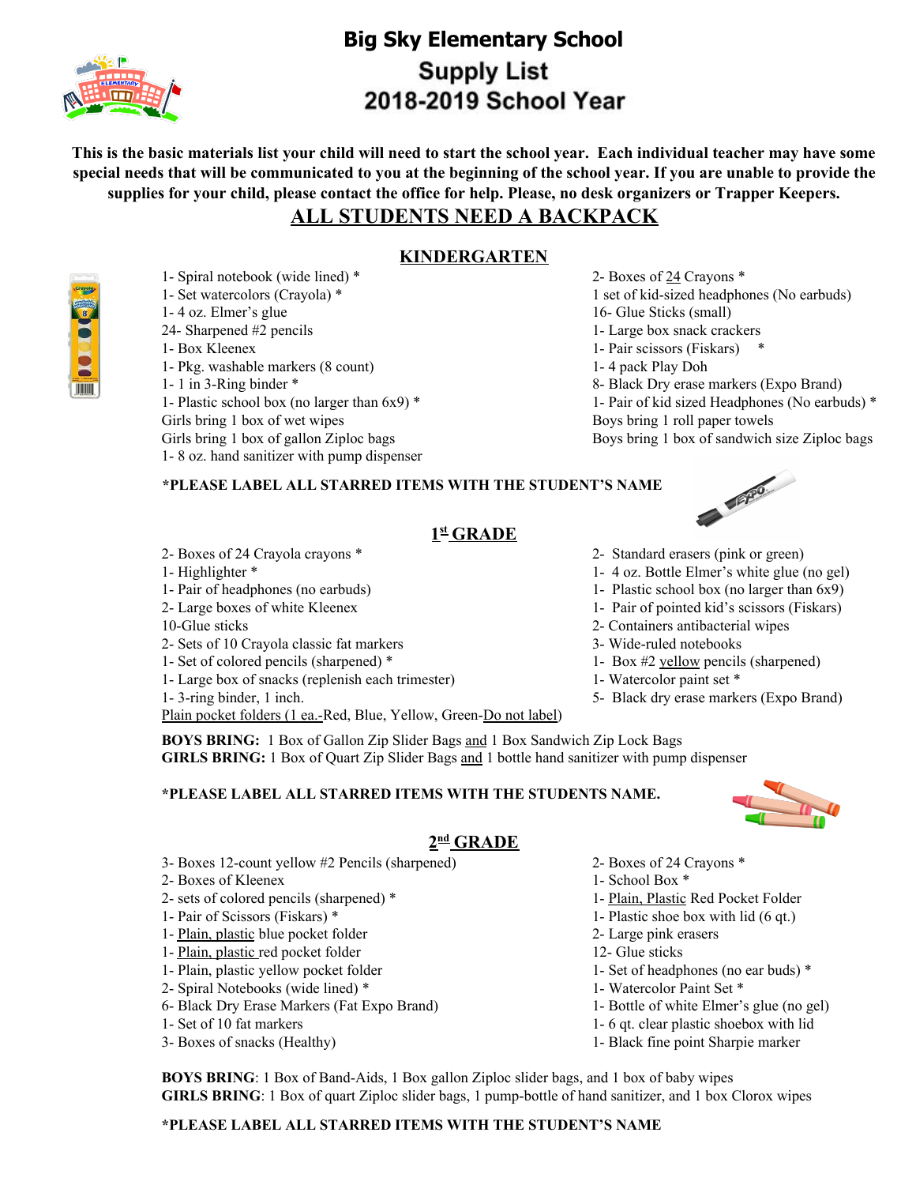# Big Sky Elementary School

## Supply List

## 2018-2019 School Year

**This is the basic materials list your child will need to start the school year. Each individual teacher may have some special needs that will be communicated to you at the beginning of the school year. If you are unable to provide the supplies for your child, please contact the office for help. Please, no desk organizers or Trapper Keepers.**

## ALL STUDENTS NEED A BACKPACK

### KINDERGARTEN

- 1- Spiral notebook (wide lined) *
- 1- Set watercolors (Crayola) *
- 1- 4 oz. Elmer's glue
- 24- Sharpened #2 pencils
- 1- Box Kleenex
- 1- Pkg. washable markers (8 count)
- 1- 1 in 3-Ring binder *
- 1- Plastic school box (no larger than 6x9) *
- Girls bring 1 box of wet wipes
- Girls bring 1 box of gallon Ziploc bags
- 1- 8 oz. hand sanitizer with pump dispenser
- 2- Boxes of 24 Crayons *
- 1 set of kid-sized headphones (No earbuds)
- 16- Glue Sticks (small)
- 1- Large box snack crackers
- 1- Pair scissors (Fiskars) *
- 1- 4 pack Play Doh
- 8- Black Dry erase markers (Expo Brand)
- 1- Pair of kid sized Headphones (No earbuds) *
- Boys bring 1 roll paper towels
- Boys bring 1 box of sandwich size Ziploc bags

**\*PLEASE LABEL ALL STARRED ITEMS WITH THE STUDENT'S NAME**

### 1st GRADE

- 2- Boxes of 24 Crayola crayons *
- 1- Highlighter *
- 1- Pair of headphones (no earbuds)
- 2- Large boxes of white Kleenex
- 10-Glue sticks
- 2- Sets of 10 Crayola classic fat markers
- 1- Set of colored pencils (sharpened) *
- 1- Large box of snacks (replenish each trimester)
- 1- 3-ring binder, 1 inch.
- Plain pocket folders (1 ea.-Red, Blue, Yellow, Green-Do not label)
- 2- Standard erasers (pink or green)
- 1- 4 oz. Bottle Elmer's white glue (no gel)
- 1- Plastic school box (no larger than 6x9)
- 1- Pair of pointed kid's scissors (Fiskars)
- 2- Containers antibacterial wipes
- 3- Wide-ruled notebooks
- 1- Box #2 yellow pencils (sharpened)
- 1- Watercolor paint set *
- 5- Black dry erase markers (Expo Brand)

**BOYS BRING:** 1 Box of Gallon Zip Slider Bags and 1 Box Sandwich Zip Lock Bags
**GIRLS BRING:** 1 Box of Quart Zip Slider Bags and 1 bottle hand sanitizer with pump dispenser

**\*PLEASE LABEL ALL STARRED ITEMS WITH THE STUDENTS NAME.**

### 2nd GRADE

- 3- Boxes 12-count yellow #2 Pencils (sharpened)
- 2- Boxes of Kleenex
- 2- sets of colored pencils (sharpened) *
- 1- Pair of Scissors (Fiskars) *
- 1- Plain, plastic blue pocket folder
- 1- Plain, plastic red pocket folder
- 1- Plain, plastic yellow pocket folder
- 2- Spiral Notebooks (wide lined) *
- 6- Black Dry Erase Markers (Fat Expo Brand)
- 1- Set of 10 fat markers
- 3- Boxes of snacks (Healthy)
- 2- Boxes of 24 Crayons *
- 1- School Box *
- 1- Plain, Plastic Red Pocket Folder
- 1- Plastic shoe box with lid (6 qt.)
- 2- Large pink erasers
- 12- Glue sticks
- 1- Set of headphones (no ear buds) *
- 1- Watercolor Paint Set *
- 1- Bottle of white Elmer's glue (no gel)
- 1- 6 qt. clear plastic shoebox with lid
- 1- Black fine point Sharpie marker

**BOYS BRING**: 1 Box of Band-Aids, 1 Box gallon Ziploc slider bags, and 1 box of baby wipes
**GIRLS BRING**: 1 Box of quart Ziploc slider bags, 1 pump-bottle of hand sanitizer, and 1 box Clorox wipes

**\*PLEASE LABEL ALL STARRED ITEMS WITH THE STUDENT'S NAME**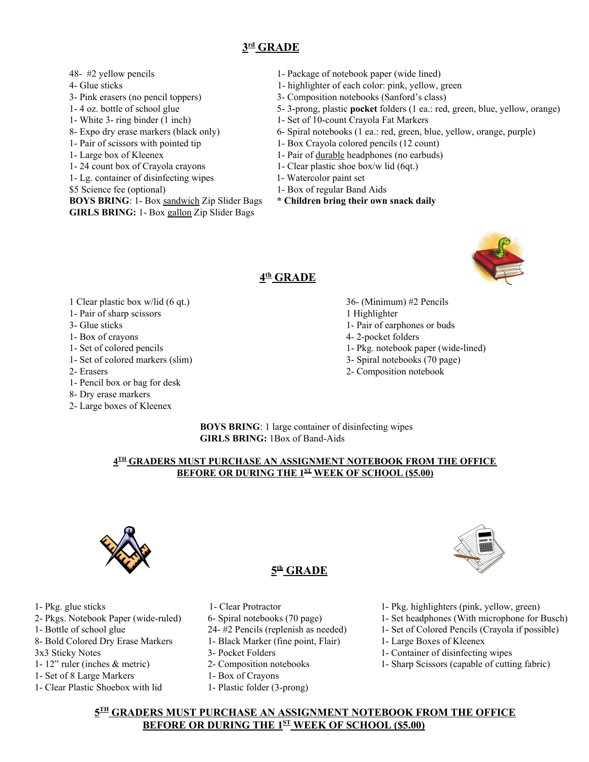## 3[rd] GRADE

- 48- #2 yellow pencils
- 4- Glue sticks
- 3- Pink erasers (no pencil toppers)
- 1- 4 oz. bottle of school glue
- 1- White 3- ring binder (1 inch)
- 8- Expo dry erase markers (black only)
- 1- Pair of scissors with pointed tip
- 1- Large box of Kleenex
- 1- 24 count box of Crayola crayons
- 1- Lg. container of disinfecting wipes
- $5 Science fee (optional)

**BOYS BRING**: 1- Box <u>sandwich</u> Zip Slider Bags
**GIRLS BRING:** 1- Box <u>gallon</u> Zip Slider Bags

- 1- Package of notebook paper (wide lined)
- 1- highlighter of each color: pink, yellow, green
- 3- Composition notebooks (Sanford's class)
- 5- 3-prong, plastic **pocket** folders (1 ea.: red, green, blue, yellow, orange)
- 1- Set of 10-count Crayola Fat Markers
- 6- Spiral notebooks (1 ea.: red, green, blue, yellow, orange, purple)
- 1- Box Crayola colored pencils (12 count)
- 1- Pair of <u>durable</u> headphones (no earbuds)
- 1- Clear plastic shoe box/w lid (6qt.)
- 1- Watercolor paint set
- 1- Box of regular Band Aids

**\* Children bring their own snack daily**

## 4[th] GRADE

- 1 Clear plastic box w/lid (6 qt.)
- 1- Pair of sharp scissors
- 3- Glue sticks
- 1- Box of crayons
- 1- Set of colored pencils
- 1- Set of colored markers (slim)
- 2- Erasers
- 1- Pencil box or bag for desk
- 8- Dry erase markers
- 2- Large boxes of Kleenex
- 36- (Minimum) #2 Pencils
- 1 Highlighter
- 1- Pair of earphones or buds
- 4- 2-pocket folders
- 1- Pkg. notebook paper (wide-lined)
- 3- Spiral notebooks (70 page)
- 2- Composition notebook

**BOYS BRING**: 1 large container of disinfecting wipes
**GIRLS BRING:** 1Box of Band-Aids

**<u>4[TH] GRADERS MUST PURCHASE AN ASSIGNMENT NOTEBOOK FROM THE OFFICE BEFORE OR DURING THE 1[ST] WEEK OF SCHOOL ($5.00)</u>**

## 5[th] GRADE

- 1- Pkg. glue sticks
- 2- Pkgs. Notebook Paper (wide-ruled)
- 1- Bottle of school glue
- 8- Bold Colored Dry Erase Markers
- 3x3 Sticky Notes
- 1- 12" ruler (inches & metric)
- 1- Set of 8 Large Markers
- 1- Clear Plastic Shoebox with lid
- 1- Clear Protractor
- 6- Spiral notebooks (70 page)
- 24- #2 Pencils (replenish as needed)
- 1- Black Marker (fine point, Flair)
- 3- Pocket Folders
- 2- Composition notebooks
- 1- Box of Crayons
- 1- Plastic folder (3-prong)
- 1- Pkg. highlighters (pink, yellow, green)
- 1- Set headphones (With microphone for Busch)
- 1- Set of Colored Pencils (Crayola if possible)
- 1- Large Boxes of Kleenex
- 1- Container of disinfecting wipes
- 1- Sharp Scissors (capable of cutting fabric)

**<u>5[TH] GRADERS MUST PURCHASE AN ASSIGNMENT NOTEBOOK FROM THE OFFICE BEFORE OR DURING THE 1[ST] WEEK OF SCHOOL ($5.00)</u>**